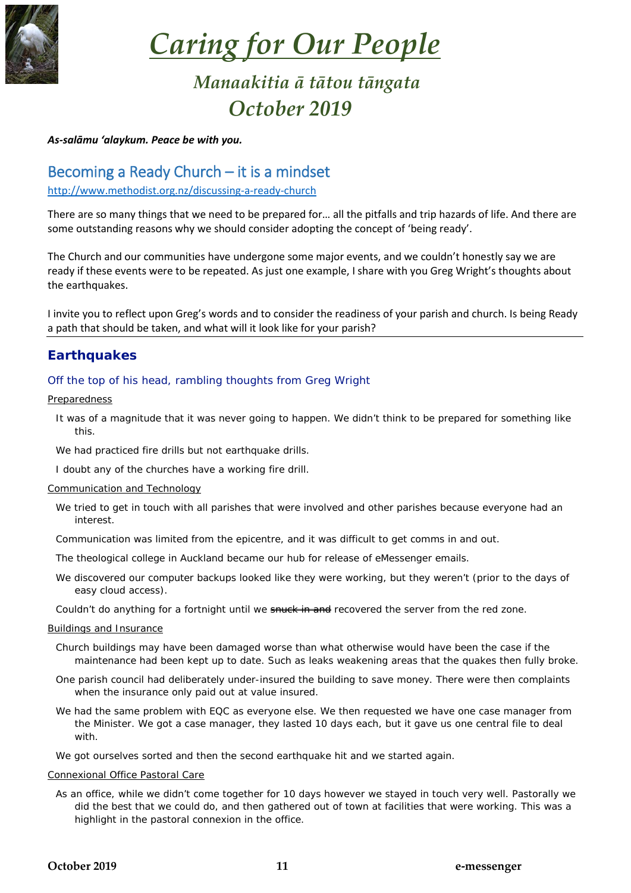# *Caring for Our People*

## *Manaakitia ā tātou tāngata*
## *October 2019*

***As-salāmu 'alaykum. Peace be with you.***

## Becoming a Ready Church – it is a mindset

http://www.methodist.org.nz/discussing-a-ready-church

There are so many things that we need to be prepared for… all the pitfalls and trip hazards of life. And there are some outstanding reasons why we should consider adopting the concept of 'being ready'.

The Church and our communities have undergone some major events, and we couldn't honestly say we are ready if these events were to be repeated. As just one example, I share with you Greg Wright's thoughts about the earthquakes.

I invite you to reflect upon Greg's words and to consider the readiness of your parish and church. Is being Ready a path that should be taken, and what will it look like for your parish?

---

## **Earthquakes**

### Off the top of his head, rambling thoughts from Greg Wright

Preparedness

- It was of a magnitude that it was never going to happen. We didn't think to be prepared for something like this.
- We had practiced fire drills but not earthquake drills.
- I doubt any of the churches have a working fire drill.

Communication and Technology

- We tried to get in touch with all parishes that were involved and other parishes because everyone had an interest.
- Communication was limited from the epicentre, and it was difficult to get comms in and out.
- The theological college in Auckland became our hub for release of eMessenger emails.
- We discovered our computer backups looked like they were working, but they weren't (prior to the days of easy cloud access).
- Couldn't do anything for a fortnight until we ~~snuck in and~~ recovered the server from the red zone.

Buildings and Insurance

- Church buildings may have been damaged worse than what otherwise would have been the case if the maintenance had been kept up to date. Such as leaks weakening areas that the quakes then fully broke.
- One parish council had deliberately under-insured the building to save money. There were then complaints when the insurance only paid out at value insured.
- We had the same problem with EQC as everyone else. We then requested we have one case manager from the Minister. We got a case manager, they lasted 10 days each, but it gave us one central file to deal with.
- We got ourselves sorted and then the second earthquake hit and we started again.

Connexional Office Pastoral Care

- As an office, while we didn't come together for 10 days however we stayed in touch very well. Pastorally we did the best that we could do, and then gathered out of town at facilities that were working. This was a highlight in the pastoral connexion in the office.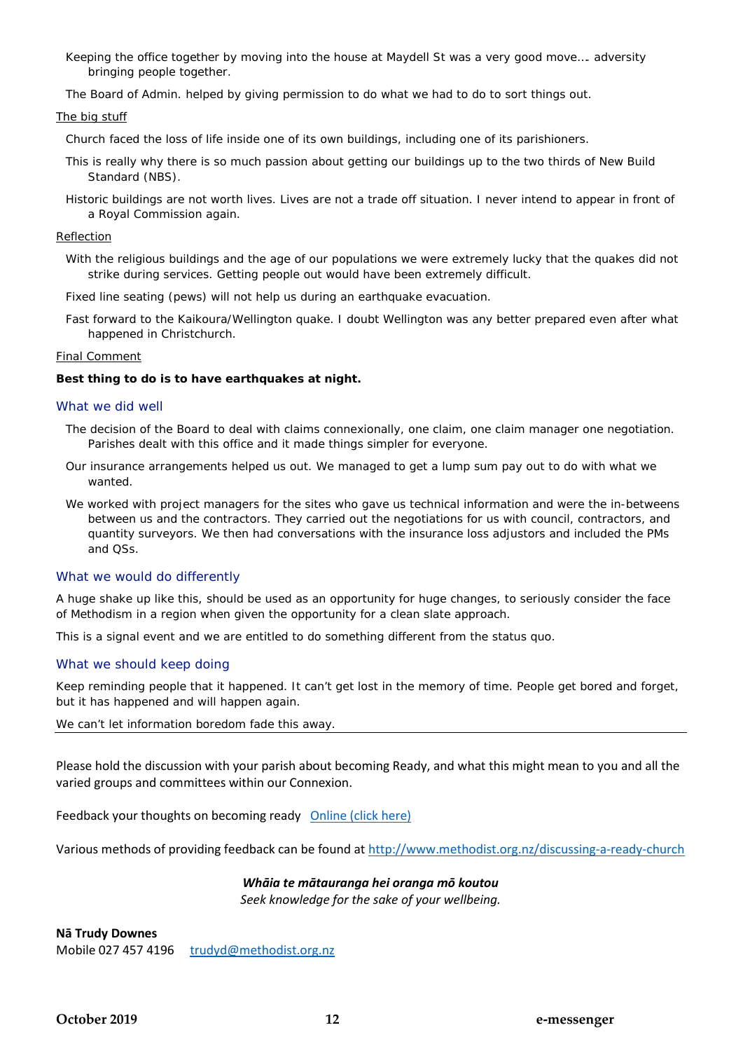Keeping the office together by moving into the house at Maydell St was a very good move…. adversity bringing people together.

The Board of Admin. helped by giving permission to do what we had to do to sort things out.

<u>The big stuff</u>

Church faced the loss of life inside one of its own buildings, including one of its parishioners.

This is really why there is so much passion about getting our buildings up to the two thirds of New Build Standard (NBS).

Historic buildings are not worth lives. Lives are not a trade off situation. I never intend to appear in front of a Royal Commission again.

<u>Reflection</u>

With the religious buildings and the age of our populations we were extremely lucky that the quakes did not strike during services. Getting people out would have been extremely difficult.

Fixed line seating (pews) will not help us during an earthquake evacuation.

Fast forward to the Kaikoura/Wellington quake. I doubt Wellington was any better prepared even after what happened in Christchurch.

<u>Final Comment</u>

**Best thing to do is to have earthquakes at night.**

## What we did well

The decision of the Board to deal with claims connexionally, one claim, one claim manager one negotiation. Parishes dealt with this office and it made things simpler for everyone.

Our insurance arrangements helped us out. We managed to get a lump sum pay out to do with what we wanted.

We worked with project managers for the sites who gave us technical information and were the in-betweens between us and the contractors. They carried out the negotiations for us with council, contractors, and quantity surveyors. We then had conversations with the insurance loss adjustors and included the PMs and QSs.

## What we would do differently

A huge shake up like this, should be used as an opportunity for huge changes, to seriously consider the face of Methodism in a region when given the opportunity for a clean slate approach.

This is a signal event and we are entitled to do something different from the status quo.

## What we should keep doing

Keep reminding people that it happened. It can't get lost in the memory of time. People get bored and forget, but it has happened and will happen again.

We can't let information boredom fade this away.

---

Please hold the discussion with your parish about becoming Ready, and what this might mean to you and all the varied groups and committees within our Connexion.

Feedback your thoughts on becoming ready [Online (click here)]

Various methods of providing feedback can be found at http://www.methodist.org.nz/discussing-a-ready-church

***Whāia te mātauranga hei oranga mō koutou***
*Seek knowledge for the sake of your wellbeing.*

**Nā Trudy Downes**
Mobile 027 457 4196 trudyd@methodist.org.nz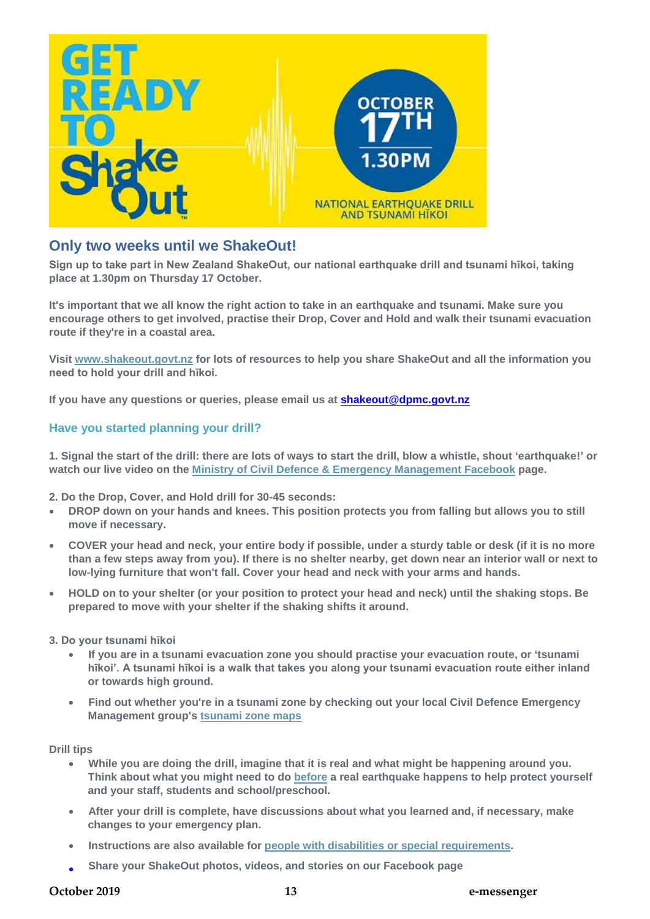GET READY TO ShakeOut

OCTOBER 17TH 1.30PM

NATIONAL EARTHQUAKE DRILL AND TSUNAMI HĪKOI

## Only two weeks until we ShakeOut!

**Sign up to take part in New Zealand ShakeOut, our national earthquake drill and tsunami hīkoi, taking place at 1.30pm on Thursday 17 October.**

**It's important that we all know the right action to take in an earthquake and tsunami. Make sure you encourage others to get involved, practise their Drop, Cover and Hold and walk their tsunami evacuation route if they're in a coastal area.**

**Visit www.shakeout.govt.nz for lots of resources to help you share ShakeOut and all the information you need to hold your drill and hīkoi.**

**If you have any questions or queries, please email us at shakeout@dpmc.govt.nz**

### Have you started planning your drill?

**1. Signal the start of the drill: there are lots of ways to start the drill, blow a whistle, shout 'earthquake!' or watch our live video on the Ministry of Civil Defence & Emergency Management Facebook page.**

**2. Do the Drop, Cover, and Hold drill for 30-45 seconds:**

- **DROP down on your hands and knees. This position protects you from falling but allows you to still move if necessary.**
- **COVER your head and neck, your entire body if possible, under a sturdy table or desk (if it is no more than a few steps away from you). If there is no shelter nearby, get down near an interior wall or next to low-lying furniture that won't fall. Cover your head and neck with your arms and hands.**
- **HOLD on to your shelter (or your position to protect your head and neck) until the shaking stops. Be prepared to move with your shelter if the shaking shifts it around.**

**3. Do your tsunami hīkoi**

- **If you are in a tsunami evacuation zone you should practise your evacuation route, or 'tsunami hīkoi'. A tsunami hīkoi is a walk that takes you along your tsunami evacuation route either inland or towards high ground.**
- **Find out whether you're in a tsunami zone by checking out your local Civil Defence Emergency Management group's tsunami zone maps**

**Drill tips**

- **While you are doing the drill, imagine that it is real and what might be happening around you. Think about what you might need to do before a real earthquake happens to help protect yourself and your staff, students and school/preschool.**
- **After your drill is complete, have discussions about what you learned and, if necessary, make changes to your emergency plan.**
- **Instructions are also available for people with disabilities or special requirements.**
- **Share your ShakeOut photos, videos, and stories on our Facebook page**